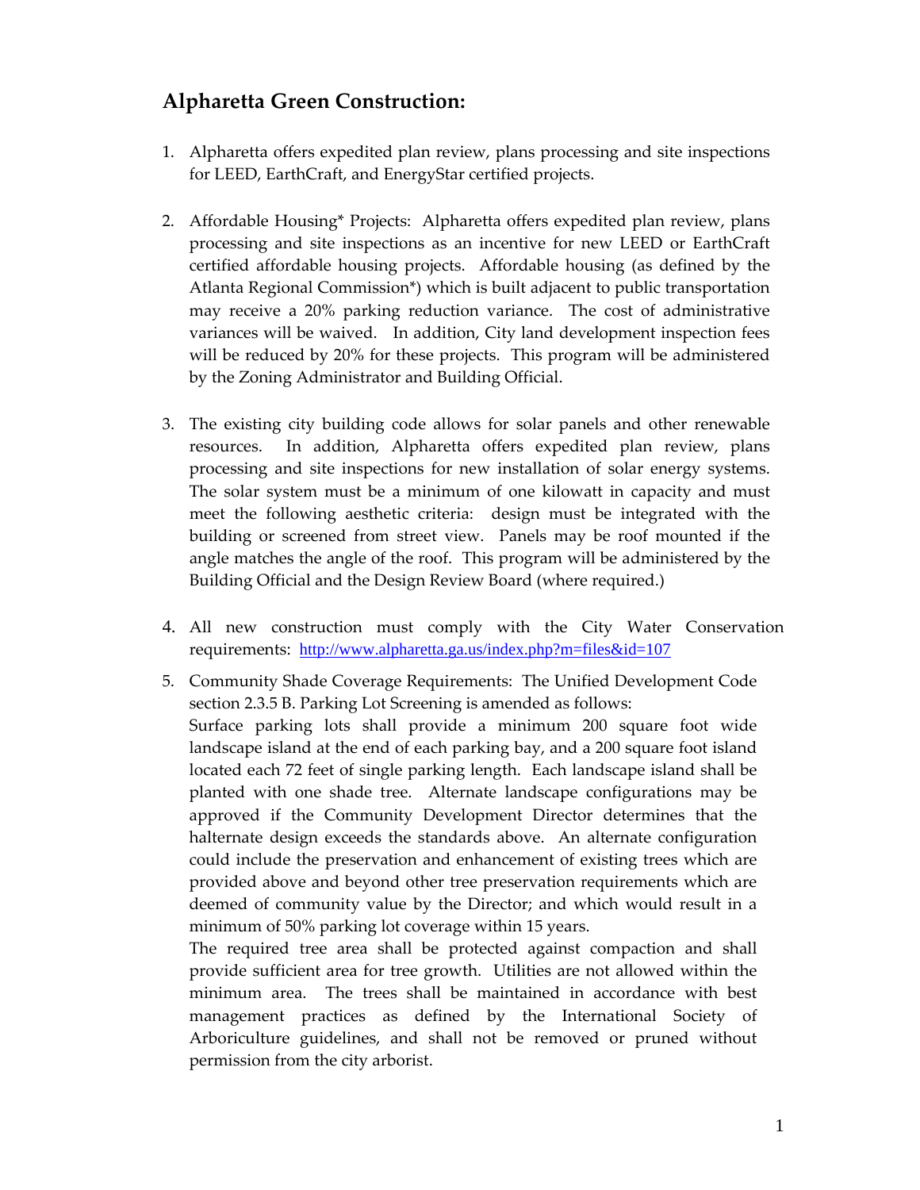## Alpharetta Green Construction:

1. Alpharetta offers expedited plan review, plans processing and site inspections for LEED, EarthCraft, and EnergyStar certified projects.

2. Affordable Housing* Projects: Alpharetta offers expedited plan review, plans processing and site inspections as an incentive for new LEED or EarthCraft certified affordable housing projects. Affordable housing (as defined by the Atlanta Regional Commission*) which is built adjacent to public transportation may receive a 20% parking reduction variance. The cost of administrative variances will be waived. In addition, City land development inspection fees will be reduced by 20% for these projects. This program will be administered by the Zoning Administrator and Building Official.

3. The existing city building code allows for solar panels and other renewable resources. In addition, Alpharetta offers expedited plan review, plans processing and site inspections for new installation of solar energy systems. The solar system must be a minimum of one kilowatt in capacity and must meet the following aesthetic criteria: design must be integrated with the building or screened from street view. Panels may be roof mounted if the angle matches the angle of the roof. This program will be administered by the Building Official and the Design Review Board (where required.)

4. All new construction must comply with the City Water Conservation requirements: [http://www.alpharetta.ga.us/index.php?m=files&id=107](http://www.alpharetta.ga.us/index.php?m=files&id=107)

5. Community Shade Coverage Requirements: The Unified Development Code section 2.3.5 B. Parking Lot Screening is amended as follows:
   Surface parking lots shall provide a minimum 200 square foot wide landscape island at the end of each parking bay, and a 200 square foot island located each 72 feet of single parking length. Each landscape island shall be planted with one shade tree. Alternate landscape configurations may be approved if the Community Development Director determines that the halternate design exceeds the standards above. An alternate configuration could include the preservation and enhancement of existing trees which are provided above and beyond other tree preservation requirements which are deemed of community value by the Director; and which would result in a minimum of 50% parking lot coverage within 15 years.
   The required tree area shall be protected against compaction and shall provide sufficient area for tree growth. Utilities are not allowed within the minimum area. The trees shall be maintained in accordance with best management practices as defined by the International Society of Arboriculture guidelines, and shall not be removed or pruned without permission from the city arborist.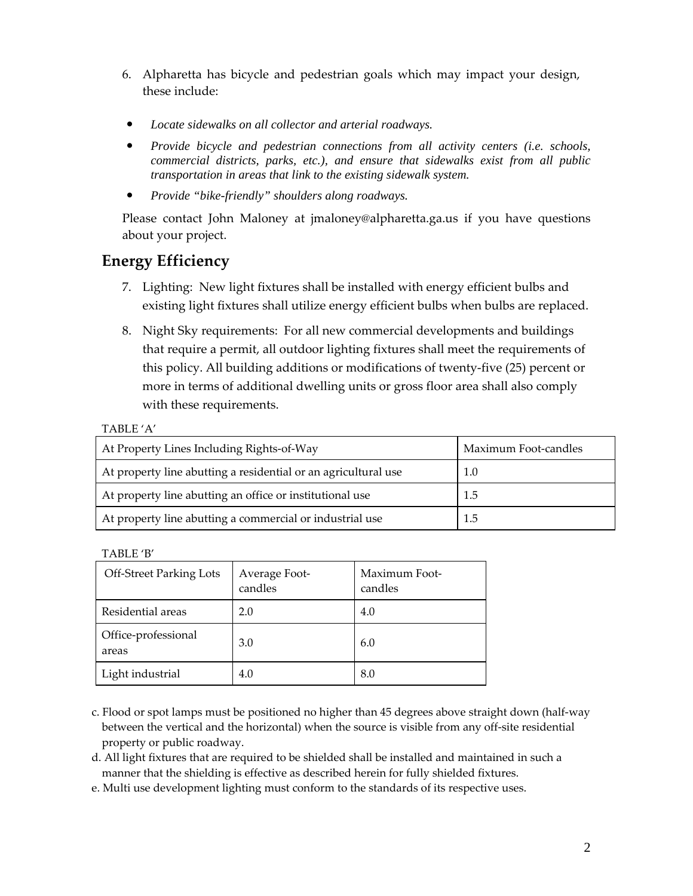6. Alpharetta has bicycle and pedestrian goals which may impact your design, these include:

- *Locate sidewalks on all collector and arterial roadways.*
- *Provide bicycle and pedestrian connections from all activity centers (i.e. schools, commercial districts, parks, etc.), and ensure that sidewalks exist from all public transportation in areas that link to the existing sidewalk system.*
- *Provide "bike-friendly" shoulders along roadways.*

Please contact John Maloney at jmaloney@alpharetta.ga.us if you have questions about your project.

## Energy Efficiency

7. Lighting: New light fixtures shall be installed with energy efficient bulbs and existing light fixtures shall utilize energy efficient bulbs when bulbs are replaced.

8. Night Sky requirements: For all new commercial developments and buildings that require a permit, all outdoor lighting fixtures shall meet the requirements of this policy. All building additions or modifications of twenty-five (25) percent or more in terms of additional dwelling units or gross floor area shall also comply with these requirements.

TABLE 'A'

| At Property Lines Including Rights-of-Way | Maximum Foot-candles |
|---|---|
| At property line abutting a residential or an agricultural use | 1.0 |
| At property line abutting an office or institutional use | 1.5 |
| At property line abutting a commercial or industrial use | 1.5 |

TABLE 'B'

| Off-Street Parking Lots | Average Foot-candles | Maximum Foot-candles |
|---|---|---|
| Residential areas | 2.0 | 4.0 |
| Office-professional areas | 3.0 | 6.0 |
| Light industrial | 4.0 | 8.0 |

c. Flood or spot lamps must be positioned no higher than 45 degrees above straight down (half-way between the vertical and the horizontal) when the source is visible from any off-site residential property or public roadway.

d. All light fixtures that are required to be shielded shall be installed and maintained in such a manner that the shielding is effective as described herein for fully shielded fixtures.

e. Multi use development lighting must conform to the standards of its respective uses.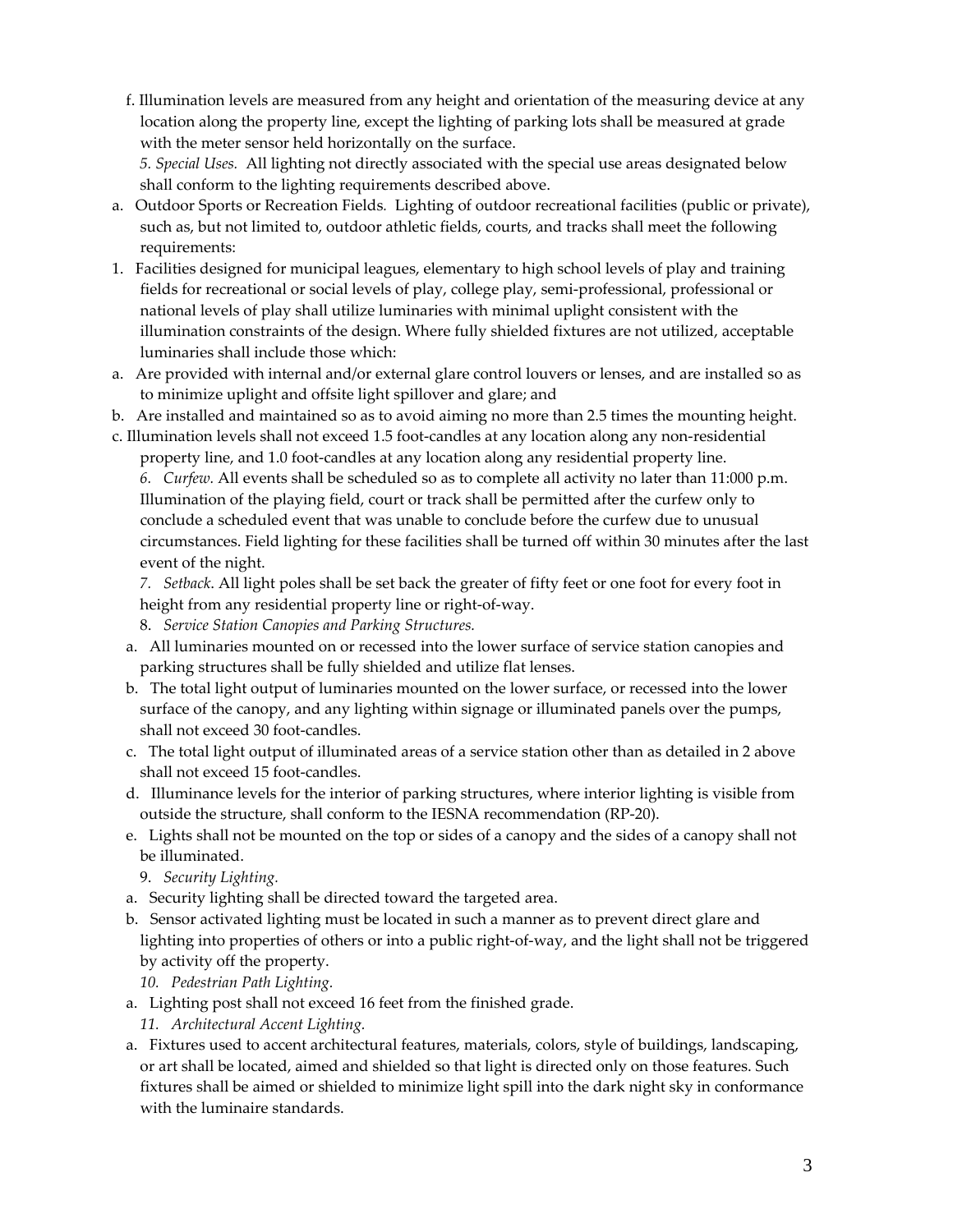f. Illumination levels are measured from any height and orientation of the measuring device at any location along the property line, except the lighting of parking lots shall be measured at grade with the meter sensor held horizontally on the surface.

*5. Special Uses.* All lighting not directly associated with the special use areas designated below shall conform to the lighting requirements described above.

a. Outdoor Sports or Recreation Fields. Lighting of outdoor recreational facilities (public or private), such as, but not limited to, outdoor athletic fields, courts, and tracks shall meet the following requirements:

1. Facilities designed for municipal leagues, elementary to high school levels of play and training fields for recreational or social levels of play, college play, semi-professional, professional or national levels of play shall utilize luminaries with minimal uplight consistent with the illumination constraints of the design. Where fully shielded fixtures are not utilized, acceptable luminaries shall include those which:

a. Are provided with internal and/or external glare control louvers or lenses, and are installed so as to minimize uplight and offsite light spillover and glare; and

b. Are installed and maintained so as to avoid aiming no more than 2.5 times the mounting height.

c. Illumination levels shall not exceed 1.5 foot-candles at any location along any non-residential property line, and 1.0 foot-candles at any location along any residential property line.

*6. Curfew.* All events shall be scheduled so as to complete all activity no later than 11:000 p.m. Illumination of the playing field, court or track shall be permitted after the curfew only to conclude a scheduled event that was unable to conclude before the curfew due to unusual circumstances. Field lighting for these facilities shall be turned off within 30 minutes after the last event of the night.

*7. Setback*. All light poles shall be set back the greater of fifty feet or one foot for every foot in height from any residential property line or right-of-way.

8. *Service Station Canopies and Parking Structures.*

a. All luminaries mounted on or recessed into the lower surface of service station canopies and parking structures shall be fully shielded and utilize flat lenses.

b. The total light output of luminaries mounted on the lower surface, or recessed into the lower surface of the canopy, and any lighting within signage or illuminated panels over the pumps, shall not exceed 30 foot-candles.

c. The total light output of illuminated areas of a service station other than as detailed in 2 above shall not exceed 15 foot-candles.

d. Illuminance levels for the interior of parking structures, where interior lighting is visible from outside the structure, shall conform to the IESNA recommendation (RP-20).

e. Lights shall not be mounted on the top or sides of a canopy and the sides of a canopy shall not be illuminated.

9. *Security Lighting.*

a. Security lighting shall be directed toward the targeted area.

b. Sensor activated lighting must be located in such a manner as to prevent direct glare and lighting into properties of others or into a public right-of-way, and the light shall not be triggered by activity off the property.

*10. Pedestrian Path Lighting.*

a. Lighting post shall not exceed 16 feet from the finished grade.

*11. Architectural Accent Lighting.*

a. Fixtures used to accent architectural features, materials, colors, style of buildings, landscaping, or art shall be located, aimed and shielded so that light is directed only on those features. Such fixtures shall be aimed or shielded to minimize light spill into the dark night sky in conformance with the luminaire standards.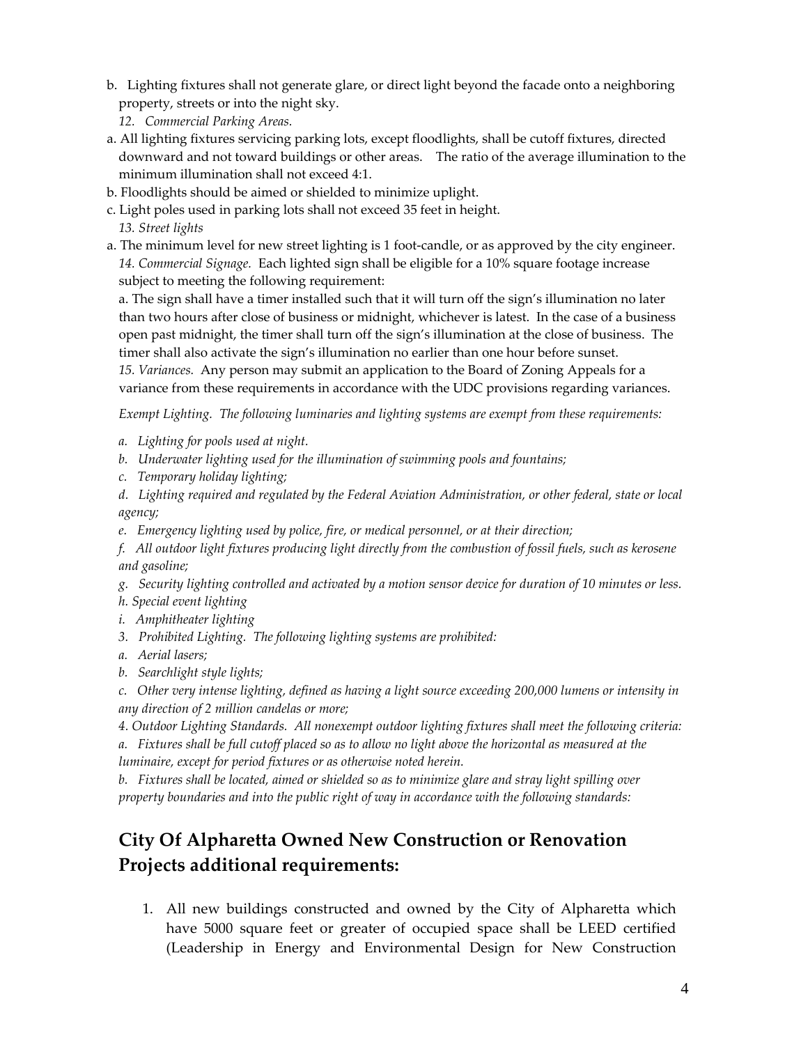b. Lighting fixtures shall not generate glare, or direct light beyond the facade onto a neighboring property, streets or into the night sky.

*12. Commercial Parking Areas.*

a. All lighting fixtures servicing parking lots, except floodlights, shall be cutoff fixtures, directed downward and not toward buildings or other areas. The ratio of the average illumination to the minimum illumination shall not exceed 4:1.

b. Floodlights should be aimed or shielded to minimize uplight.

c. Light poles used in parking lots shall not exceed 35 feet in height.

*13. Street lights*

a. The minimum level for new street lighting is 1 foot-candle, or as approved by the city engineer.

*14. Commercial Signage.* Each lighted sign shall be eligible for a 10% square footage increase subject to meeting the following requirement:

a. The sign shall have a timer installed such that it will turn off the sign's illumination no later than two hours after close of business or midnight, whichever is latest. In the case of a business open past midnight, the timer shall turn off the sign's illumination at the close of business. The timer shall also activate the sign's illumination no earlier than one hour before sunset.

*15. Variances.* Any person may submit an application to the Board of Zoning Appeals for a variance from these requirements in accordance with the UDC provisions regarding variances.

*Exempt Lighting. The following luminaries and lighting systems are exempt from these requirements:*

*a. Lighting for pools used at night.*

*b. Underwater lighting used for the illumination of swimming pools and fountains;*

*c. Temporary holiday lighting;*

*d. Lighting required and regulated by the Federal Aviation Administration, or other federal, state or local agency;*

*e. Emergency lighting used by police, fire, or medical personnel, or at their direction;*

*f. All outdoor light fixtures producing light directly from the combustion of fossil fuels, such as kerosene and gasoline;*

*g. Security lighting controlled and activated by a motion sensor device for duration of 10 minutes or less.*

*h. Special event lighting*

*i. Amphitheater lighting*

*3. Prohibited Lighting. The following lighting systems are prohibited:*

*a. Aerial lasers;*

*b. Searchlight style lights;*

*c. Other very intense lighting, defined as having a light source exceeding 200,000 lumens or intensity in any direction of 2 million candelas or more;*

*4. Outdoor Lighting Standards. All nonexempt outdoor lighting fixtures shall meet the following criteria:*

*a. Fixtures shall be full cutoff placed so as to allow no light above the horizontal as measured at the luminaire, except for period fixtures or as otherwise noted herein.*

*b. Fixtures shall be located, aimed or shielded so as to minimize glare and stray light spilling over property boundaries and into the public right of way in accordance with the following standards:*

## City Of Alpharetta Owned New Construction or Renovation Projects additional requirements:

1. All new buildings constructed and owned by the City of Alpharetta which have 5000 square feet or greater of occupied space shall be LEED certified (Leadership in Energy and Environmental Design for New Construction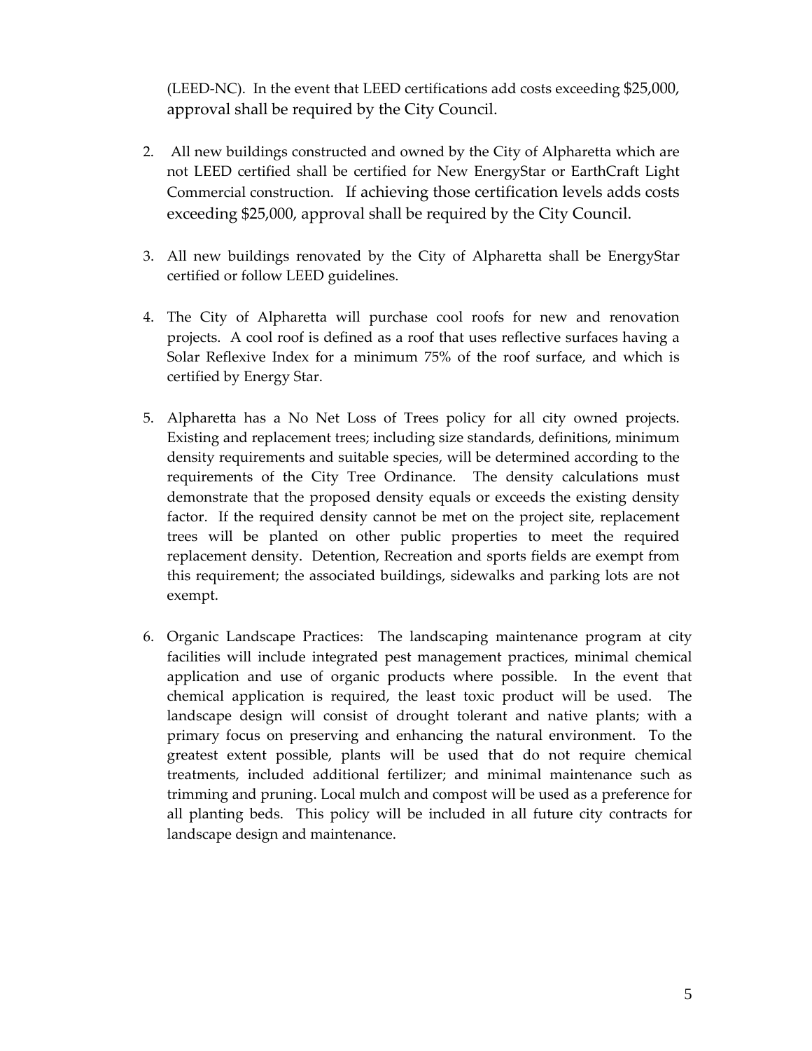(LEED-NC). In the event that LEED certifications add costs exceeding $25,000, approval shall be required by the City Council.

2. All new buildings constructed and owned by the City of Alpharetta which are not LEED certified shall be certified for New EnergyStar or EarthCraft Light Commercial construction. If achieving those certification levels adds costs exceeding $25,000, approval shall be required by the City Council.

3. All new buildings renovated by the City of Alpharetta shall be EnergyStar certified or follow LEED guidelines.

4. The City of Alpharetta will purchase cool roofs for new and renovation projects. A cool roof is defined as a roof that uses reflective surfaces having a Solar Reflexive Index for a minimum 75% of the roof surface, and which is certified by Energy Star.

5. Alpharetta has a No Net Loss of Trees policy for all city owned projects. Existing and replacement trees; including size standards, definitions, minimum density requirements and suitable species, will be determined according to the requirements of the City Tree Ordinance. The density calculations must demonstrate that the proposed density equals or exceeds the existing density factor. If the required density cannot be met on the project site, replacement trees will be planted on other public properties to meet the required replacement density. Detention, Recreation and sports fields are exempt from this requirement; the associated buildings, sidewalks and parking lots are not exempt.

6. Organic Landscape Practices: The landscaping maintenance program at city facilities will include integrated pest management practices, minimal chemical application and use of organic products where possible. In the event that chemical application is required, the least toxic product will be used. The landscape design will consist of drought tolerant and native plants; with a primary focus on preserving and enhancing the natural environment. To the greatest extent possible, plants will be used that do not require chemical treatments, included additional fertilizer; and minimal maintenance such as trimming and pruning. Local mulch and compost will be used as a preference for all planting beds. This policy will be included in all future city contracts for landscape design and maintenance.